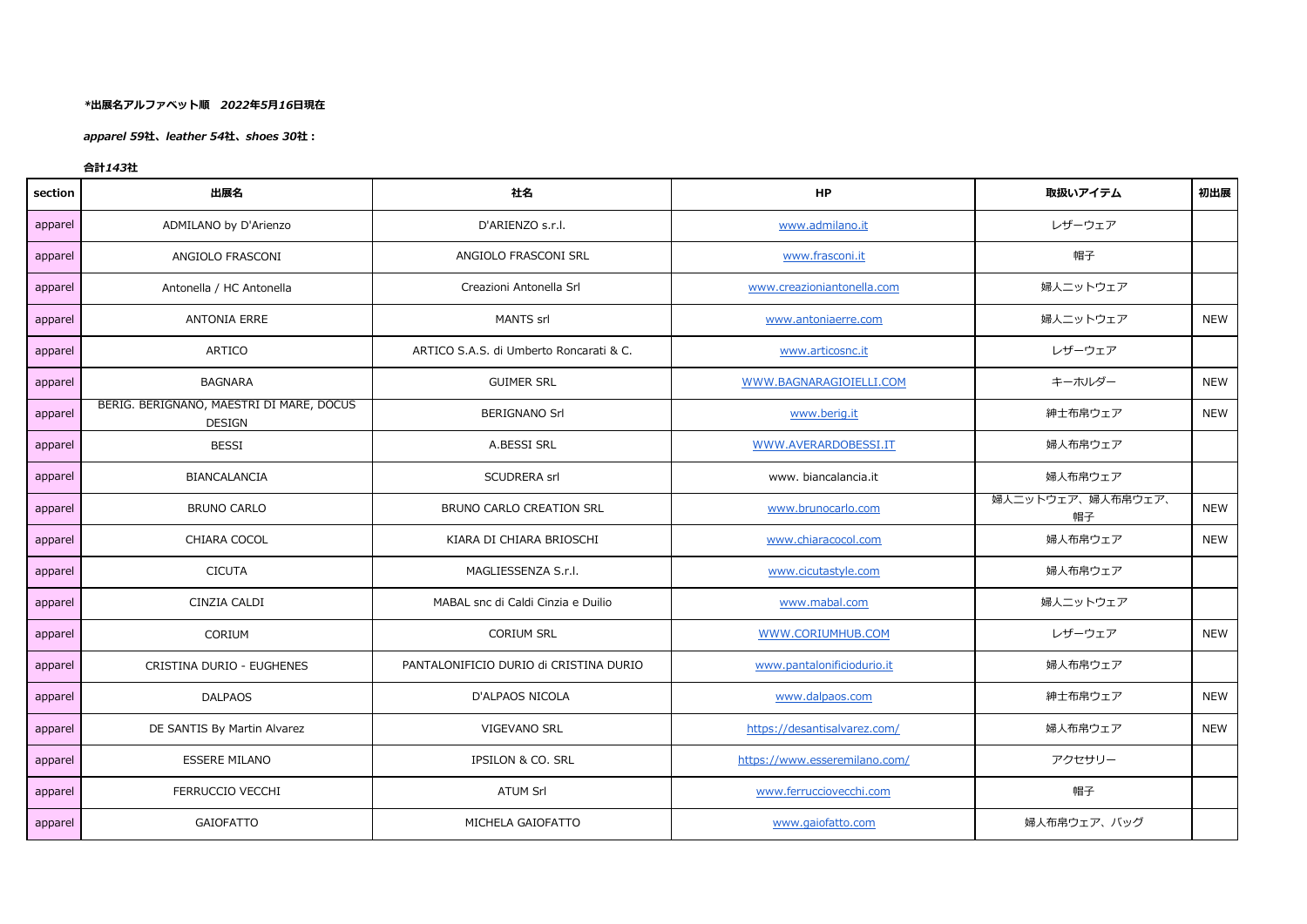***出展名アルファベット順　2022年5月16日現在**

***apparel 59*社、*leather 54*社、*shoes 30*社：**

**合計*143*社**

| section | 出展名 | 社名 | HP | 取扱いアイテム | 初出展 |
|---|---|---|---|---|---|
| apparel | ADMILANO by D'Arienzo | D'ARIENZO s.r.l. | www.admilano.it | レザーウェア | |
| apparel | ANGIOLO FRASCONI | ANGIOLO FRASCONI SRL | www.frasconi.it | 帽子 | |
| apparel | Antonella / HC Antonella | Creazioni Antonella Srl | www.creazioniantonella.com | 婦人ニットウェア | |
| apparel | ANTONIA ERRE | MANTS srl | www.antoniaerre.com | 婦人ニットウェア | NEW |
| apparel | ARTICO | ARTICO S.A.S. di Umberto Roncarati & C. | www.articosnc.it | レザーウェア | |
| apparel | BAGNARA | GUIMER SRL | WWW.BAGNARAGIOIELLI.COM | キーホルダー | NEW |
| apparel | BERIG. BERIGNANO, MAESTRI DI MARE, DOCUS DESIGN | BERIGNANO Srl | www.berig.it | 紳士布帛ウェア | NEW |
| apparel | BESSI | A.BESSI SRL | WWW.AVERARDOBESSI.IT | 婦人布帛ウェア | |
| apparel | BIANCALANCIA | SCUDRERA srl | www. biancalancia.it | 婦人布帛ウェア | |
| apparel | BRUNO CARLO | BRUNO CARLO CREATION SRL | www.brunocarlo.com | 婦人ニットウェア、婦人布帛ウェア、帽子 | NEW |
| apparel | CHIARA COCOL | KIARA DI CHIARA BRIOSCHI | www.chiaracocol.com | 婦人布帛ウェア | NEW |
| apparel | CICUTA | MAGLIESSENZA S.r.l. | www.cicutastyle.com | 婦人布帛ウェア | |
| apparel | CINZIA CALDI | MABAL snc di Caldi Cinzia e Duilio | www.mabal.com | 婦人ニットウェア | |
| apparel | CORIUM | CORIUM SRL | WWW.CORIUMHUB.COM | レザーウェア | NEW |
| apparel | CRISTINA DURIO - EUGHENES | PANTALONIFICIO DURIO di CRISTINA DURIO | www.pantalonificiodurio.it | 婦人布帛ウェア | |
| apparel | DALPAOS | D'ALPAOS NICOLA | www.dalpaos.com | 紳士布帛ウェア | NEW |
| apparel | DE SANTIS By Martin Alvarez | VIGEVANO SRL | https://desantisalvarez.com/ | 婦人布帛ウェア | NEW |
| apparel | ESSERE MILANO | IPSILON & CO. SRL | https://www.esseremilano.com/ | アクセサリー | |
| apparel | FERRUCCIO VECCHI | ATUM Srl | www.ferrucciovecchi.com | 帽子 | |
| apparel | GAIOFATTO | MICHELA GAIOFATTO | www.gaiofatto.com | 婦人布帛ウェア、バッグ | |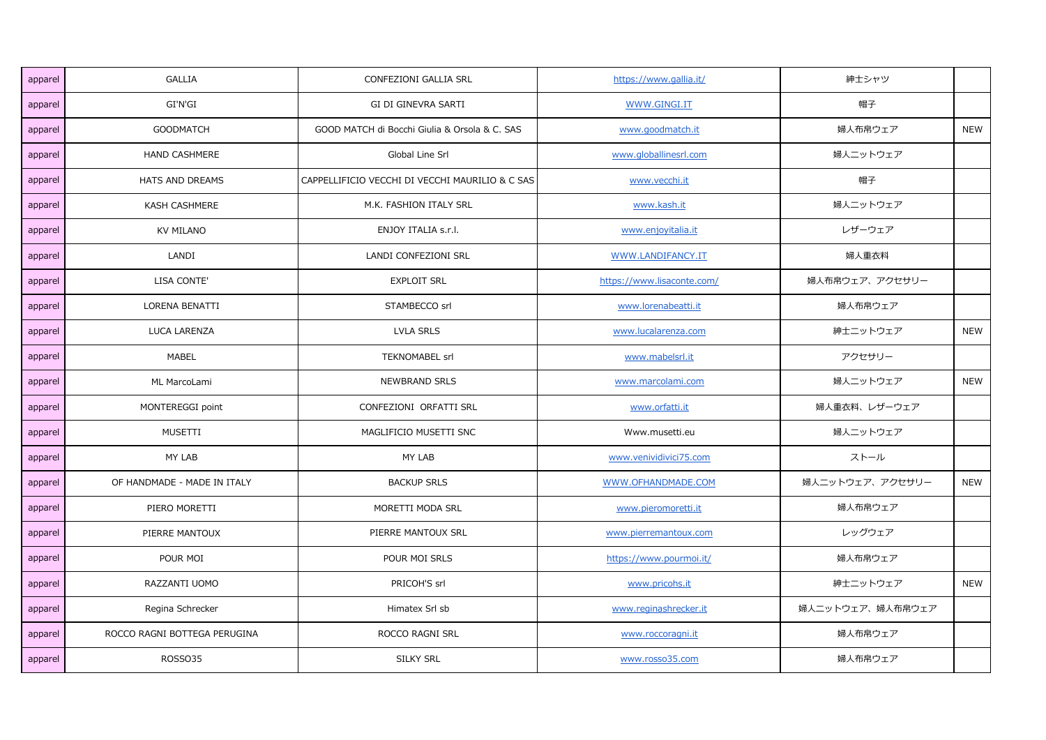| apparel | GALLIA | CONFEZIONI GALLIA SRL | https://www.gallia.it/ | 紳士シャツ | |
|---|---|---|---|---|---|
| apparel | GI'N'GI | GI DI GINEVRA SARTI | WWW.GINGI.IT | 帽子 | |
| apparel | GOODMATCH | GOOD MATCH di Bocchi Giulia & Orsola & C. SAS | www.goodmatch.it | 婦人布帛ウェア | NEW |
| apparel | HAND CASHMERE | Global Line Srl | www.globallinesrl.com | 婦人ニットウェア | |
| apparel | HATS AND DREAMS | CAPPELLIFICIO VECCHI DI VECCHI MAURILIO & C SAS | www.vecchi.it | 帽子 | |
| apparel | KASH CASHMERE | M.K. FASHION ITALY SRL | www.kash.it | 婦人ニットウェア | |
| apparel | KV MILANO | ENJOY ITALIA s.r.l. | www.enjoyitalia.it | レザーウェア | |
| apparel | LANDI | LANDI CONFEZIONI SRL | WWW.LANDIFANCY.IT | 婦人重衣料 | |
| apparel | LISA CONTE' | EXPLOIT SRL | https://www.lisaconte.com/ | 婦人布帛ウェア、アクセサリー | |
| apparel | LORENA BENATTI | STAMBECCO srl | www.lorenabeatti.it | 婦人布帛ウェア | |
| apparel | LUCA LARENZA | LVLA SRLS | www.lucalarenza.com | 紳士ニットウェア | NEW |
| apparel | MABEL | TEKNOMABEL srl | www.mabelsrl.it | アクセサリー | |
| apparel | ML MarcoLami | NEWBRAND SRLS | www.marcolami.com | 婦人ニットウェア | NEW |
| apparel | MONTEREGGI point | CONFEZIONI ORFATTI SRL | www.orfatti.it | 婦人重衣料、レザーウェア | |
| apparel | MUSETTI | MAGLIFICIO MUSETTI SNC | Www.musetti.eu | 婦人ニットウェア | |
| apparel | MY LAB | MY LAB | www.venividivici75.com | ストール | |
| apparel | OF HANDMADE - MADE IN ITALY | BACKUP SRLS | WWW.OFHANDMADE.COM | 婦人ニットウェア、アクセサリー | NEW |
| apparel | PIERO MORETTI | MORETTI MODA SRL | www.pieromoretti.it | 婦人布帛ウェア | |
| apparel | PIERRE MANTOUX | PIERRE MANTOUX SRL | www.pierremantoux.com | レッグウェア | |
| apparel | POUR MOI | POUR MOI SRLS | https://www.pourmoi.it/ | 婦人布帛ウェア | |
| apparel | RAZZANTI UOMO | PRICOH'S srl | www.pricohs.it | 紳士ニットウェア | NEW |
| apparel | Regina Schrecker | Himatex Srl sb | www.reginashrecker.it | 婦人ニットウェア、婦人布帛ウェア | |
| apparel | ROCCO RAGNI BOTTEGA PERUGINA | ROCCO RAGNI SRL | www.roccoragni.it | 婦人布帛ウェア | |
| apparel | ROSSO35 | SILKY SRL | www.rosso35.com | 婦人布帛ウェア | |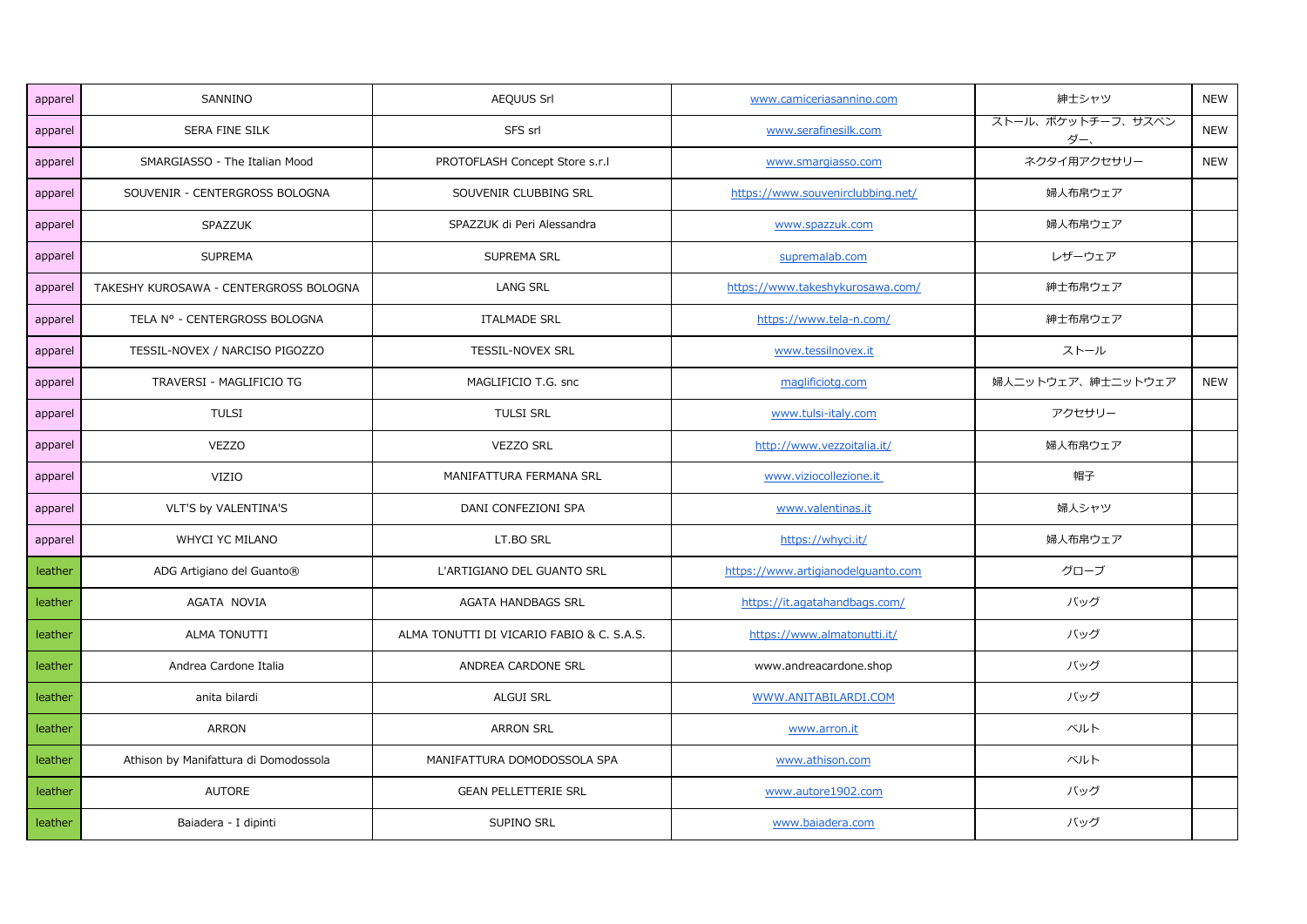| | | | | | |
|---|---|---|---|---|---|
| apparel | SANNINO | AEQUUS Srl | www.camiceriasannino.com | 紳士シャツ | NEW |
| apparel | SERA FINE SILK | SFS srl | www.serafinesilk.com | ストール、ポケットチーフ、サスペンダー、 | NEW |
| apparel | SMARGIASSO - The Italian Mood | PROTOFLASH Concept Store s.r.l | www.smargiasso.com | ネクタイ用アクセサリー | NEW |
| apparel | SOUVENIR - CENTERGROSS BOLOGNA | SOUVENIR CLUBBING SRL | https://www.souvenirclubbing.net/ | 婦人布帛ウェア | |
| apparel | SPAZZUK | SPAZZUK di Peri Alessandra | www.spazzuk.com | 婦人布帛ウェア | |
| apparel | SUPREMA | SUPREMA SRL | supremalab.com | レザーウェア | |
| apparel | TAKESHY KUROSAWA - CENTERGROSS BOLOGNA | LANG SRL | https://www.takeshykurosawa.com/ | 紳士布帛ウェア | |
| apparel | TELA N° - CENTERGROSS BOLOGNA | ITALMADE SRL | https://www.tela-n.com/ | 紳士布帛ウェア | |
| apparel | TESSIL-NOVEX / NARCISO PIGOZZO | TESSIL-NOVEX SRL | www.tessilnovex.it | ストール | |
| apparel | TRAVERSI - MAGLIFICIO TG | MAGLIFICIO T.G. snc | maglificiotg.com | 婦人ニットウェア、紳士ニットウェア | NEW |
| apparel | TULSI | TULSI SRL | www.tulsi-italy.com | アクセサリー | |
| apparel | VEZZO | VEZZO SRL | http://www.vezzoitalia.it/ | 婦人布帛ウェア | |
| apparel | VIZIO | MANIFATTURA FERMANA SRL | www.viziocollezione.it | 帽子 | |
| apparel | VLT'S by VALENTINA'S | DANI CONFEZIONI SPA | www.valentinas.it | 婦人シャツ | |
| apparel | WHYCI YC MILANO | LT.BO SRL | https://whyci.it/ | 婦人布帛ウェア | |
| leather | ADG Artigiano del Guanto® | L'ARTIGIANO DEL GUANTO SRL | https://www.artigianodelguanto.com | グローブ | |
| leather | AGATA NOVIA | AGATA HANDBAGS SRL | https://it.agatahandbags.com/ | バッグ | |
| leather | ALMA TONUTTI | ALMA TONUTTI DI VICARIO FABIO & C. S.A.S. | https://www.almatonutti.it/ | バッグ | |
| leather | Andrea Cardone Italia | ANDREA CARDONE SRL | www.andreacardone.shop | バッグ | |
| leather | anita bilardi | ALGUI SRL | WWW.ANITABILARDI.COM | バッグ | |
| leather | ARRON | ARRON SRL | www.arron.it | ベルト | |
| leather | Athison by Manifattura di Domodossola | MANIFATTURA DOMODOSSOLA SPA | www.athison.com | ベルト | |
| leather | AUTORE | GEAN PELLETTERIE SRL | www.autore1902.com | バッグ | |
| leather | Baiadera - I dipinti | SUPINO SRL | www.baiadera.com | バッグ | |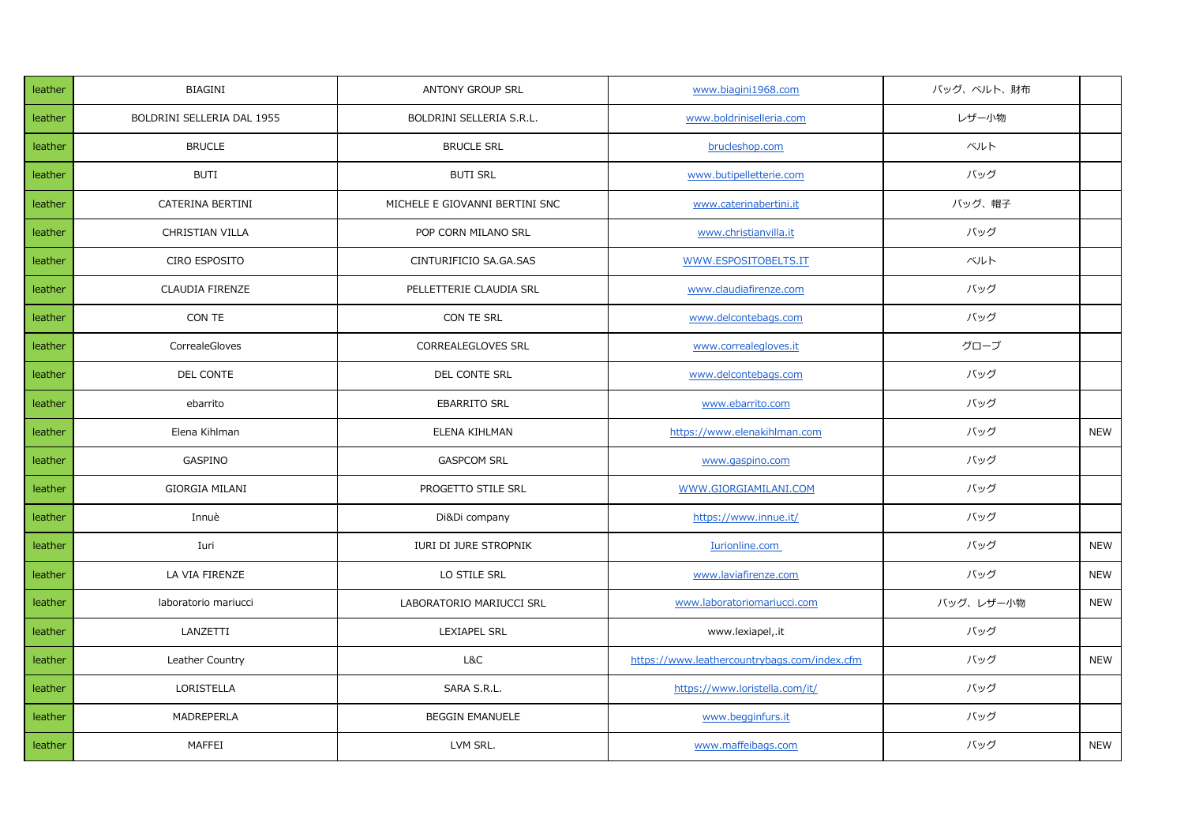| | | | | | |
|---|---|---|---|---|---|
| leather | BIAGINI | ANTONY GROUP SRL | www.biagini1968.com | バッグ、ベルト、財布 | |
| leather | BOLDRINI SELLERIA DAL 1955 | BOLDRINI SELLERIA S.R.L. | www.boldriniselleria.com | レザー小物 | |
| leather | BRUCLE | BRUCLE SRL | brucleshop.com | ベルト | |
| leather | BUTI | BUTI SRL | www.butipelletterie.com | バッグ | |
| leather | CATERINA BERTINI | MICHELE E GIOVANNI BERTINI SNC | www.caterinabertini.it | バッグ、帽子 | |
| leather | CHRISTIAN VILLA | POP CORN MILANO SRL | www.christianvilla.it | バッグ | |
| leather | CIRO ESPOSITO | CINTURIFICIO SA.GA.SAS | WWW.ESPOSITOBELTS.IT | ベルト | |
| leather | CLAUDIA FIRENZE | PELLETTERIE CLAUDIA SRL | www.claudiafirenze.com | バッグ | |
| leather | CON TE | CON TE SRL | www.delcontebags.com | バッグ | |
| leather | CorrealeGloves | CORREALEGLOVES SRL | www.correalegloves.it | グローブ | |
| leather | DEL CONTE | DEL CONTE SRL | www.delcontebags.com | バッグ | |
| leather | ebarrito | EBARRITO SRL | www.ebarrito.com | バッグ | |
| leather | Elena Kihlman | ELENA KIHLMAN | https://www.elenakihlman.com | バッグ | NEW |
| leather | GASPINO | GASPCOM SRL | www.gaspino.com | バッグ | |
| leather | GIORGIA MILANI | PROGETTO STILE SRL | WWW.GIORGIAMILANI.COM | バッグ | |
| leather | Innuè | Di&Di company | https://www.innue.it/ | バッグ | |
| leather | Iuri | IURI DI JURE STROPNIK | Iurionline.com | バッグ | NEW |
| leather | LA VIA FIRENZE | LO STILE SRL | www.laviafirenze.com | バッグ | NEW |
| leather | laboratorio mariucci | LABORATORIO MARIUCCI SRL | www.laboratoriomariucci.com | バッグ、レザー小物 | NEW |
| leather | LANZETTI | LEXIAPEL SRL | www.lexiapel,.it | バッグ | |
| leather | Leather Country | L&C | https://www.leathercountrybags.com/index.cfm | バッグ | NEW |
| leather | LORISTELLA | SARA S.R.L. | https://www.loristella.com/it/ | バッグ | |
| leather | MADREPERLA | BEGGIN EMANUELE | www.begginfurs.it | バッグ | |
| leather | MAFFEI | LVM SRL. | www.maffeibags.com | バッグ | NEW |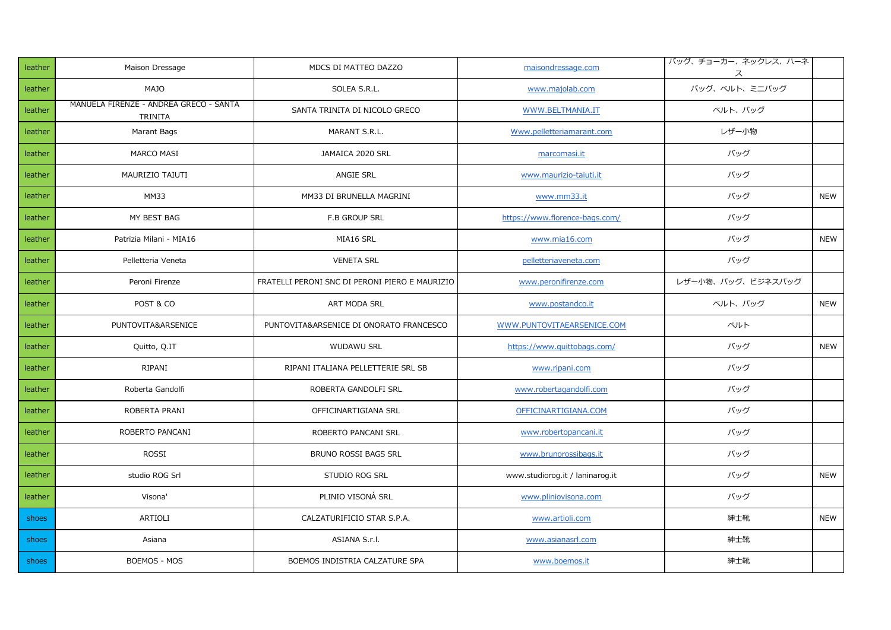| leather | Maison Dressage | MDCS DI MATTEO DAZZO | maisondressage.com | バッグ、チョーカー、ネックレス、ハーネス | |
|---|---|---|---|---|---|
| leather | MAJO | SOLEA S.R.L. | www.majolab.com | バッグ、ベルト、ミニバッグ | |
| leather | MANUELA FIRENZE - ANDREA GRECO - SANTA TRINITA | SANTA TRINITA DI NICOLO GRECO | WWW.BELTMANIA.IT | ベルト、バッグ | |
| leather | Marant Bags | MARANT S.R.L. | Www.pelletteriamarant.com | レザー小物 | |
| leather | MARCO MASI | JAMAICA 2020 SRL | marcomasi.it | バッグ | |
| leather | MAURIZIO TAIUTI | ANGIE SRL | www.maurizio-taiuti.it | バッグ | |
| leather | MM33 | MM33 DI BRUNELLA MAGRINI | www.mm33.it | バッグ | NEW |
| leather | MY BEST BAG | F.B GROUP SRL | https://www.florence-bags.com/ | バッグ | |
| leather | Patrizia Milani - MIA16 | MIA16 SRL | www.mia16.com | バッグ | NEW |
| leather | Pelletteria Veneta | VENETA SRL | pelletteriaveneta.com | バッグ | |
| leather | Peroni Firenze | FRATELLI PERONI SNC DI PERONI PIERO E MAURIZIO | www.peronifirenze.com | レザー小物、バッグ、ビジネスバッグ | |
| leather | POST & CO | ART MODA SRL | www.postandco.it | ベルト、バッグ | NEW |
| leather | PUNTOVITA&ARSENICE | PUNTOVITA&ARSENICE DI ONORATO FRANCESCO | WWW.PUNTOVITAEARSENICE.COM | ベルト | |
| leather | Quitto, Q.IT | WUDAWU SRL | https://www.quittobags.com/ | バッグ | NEW |
| leather | RIPANI | RIPANI ITALIANA PELLETTERIE SRL SB | www.ripani.com | バッグ | |
| leather | Roberta Gandolfi | ROBERTA GANDOLFI SRL | www.robertagandolfi.com | バッグ | |
| leather | ROBERTA PRANI | OFFICINARTIGIANA SRL | OFFICINARTIGIANA.COM | バッグ | |
| leather | ROBERTO PANCANI | ROBERTO PANCANI SRL | www.robertopancani.it | バッグ | |
| leather | ROSSI | BRUNO ROSSI BAGS SRL | www.brunorossibags.it | バッグ | |
| leather | studio ROG Srl | STUDIO ROG SRL | www.studiorog.it / laninarog.it | バッグ | NEW |
| leather | Visona' | PLINIO VISONÀ SRL | www.pliniovisona.com | バッグ | |
| shoes | ARTIOLI | CALZATURIFICIO STAR S.P.A. | www.artioli.com | 紳士靴 | NEW |
| shoes | Asiana | ASIANA S.r.l. | www.asianasrl.com | 紳士靴 | |
| shoes | BOEMOS - MOS | BOEMOS INDISTRIA CALZATURE SPA | www.boemos.it | 紳士靴 | |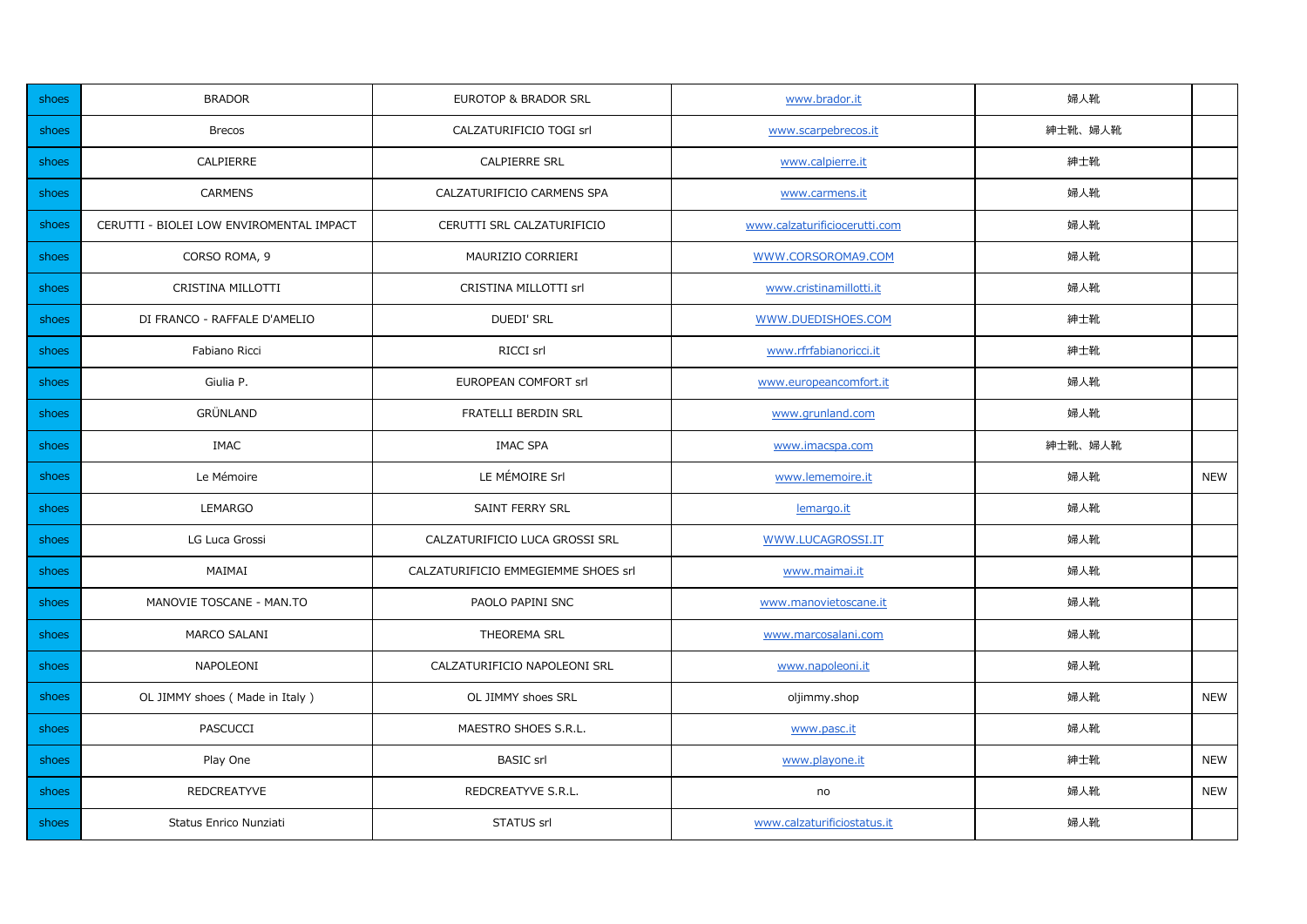| | | | | | |
|---|---|---|---|---|---|
| shoes | BRADOR | EUROTOP & BRADOR SRL | www.brador.it | 婦人靴 | |
| shoes | Brecos | CALZATURIFICIO TOGI srl | www.scarpebrecos.it | 紳士靴、婦人靴 | |
| shoes | CALPIERRE | CALPIERRE SRL | www.calpierre.it | 紳士靴 | |
| shoes | CARMENS | CALZATURIFICIO CARMENS SPA | www.carmens.it | 婦人靴 | |
| shoes | CERUTTI - BIOLEI LOW ENVIROMENTAL IMPACT | CERUTTI SRL CALZATURIFICIO | www.calzaturificiocerutti.com | 婦人靴 | |
| shoes | CORSO ROMA, 9 | MAURIZIO CORRIERI | WWW.CORSOROMA9.COM | 婦人靴 | |
| shoes | CRISTINA MILLOTTI | CRISTINA MILLOTTI srl | www.cristinamillotti.it | 婦人靴 | |
| shoes | DI FRANCO - RAFFALE D'AMELIO | DUEDI' SRL | WWW.DUEDISHOES.COM | 紳士靴 | |
| shoes | Fabiano Ricci | RICCI srl | www.rfrfabianoricci.it | 紳士靴 | |
| shoes | Giulia P. | EUROPEAN COMFORT srl | www.europeancomfort.it | 婦人靴 | |
| shoes | GRÜNLAND | FRATELLI BERDIN SRL | www.grunland.com | 婦人靴 | |
| shoes | IMAC | IMAC SPA | www.imacspa.com | 紳士靴、婦人靴 | |
| shoes | Le Mémoire | LE MÉMOIRE Srl | www.lememoire.it | 婦人靴 | NEW |
| shoes | LEMARGO | SAINT FERRY SRL | lemargo.it | 婦人靴 | |
| shoes | LG Luca Grossi | CALZATURIFICIO LUCA GROSSI SRL | WWW.LUCAGROSSI.IT | 婦人靴 | |
| shoes | MAIMAI | CALZATURIFICIO EMMEGIEMME SHOES srl | www.maimai.it | 婦人靴 | |
| shoes | MANOVIE TOSCANE - MAN.TO | PAOLO PAPINI SNC | www.manovietoscane.it | 婦人靴 | |
| shoes | MARCO SALANI | THEOREMA SRL | www.marcosalani.com | 婦人靴 | |
| shoes | NAPOLEONI | CALZATURIFICIO NAPOLEONI SRL | www.napoleoni.it | 婦人靴 | |
| shoes | OL JIMMY shoes ( Made in Italy ) | OL JIMMY shoes SRL | oljimmy.shop | 婦人靴 | NEW |
| shoes | PASCUCCI | MAESTRO SHOES S.R.L. | www.pasc.it | 婦人靴 | |
| shoes | Play One | BASIC srl | www.playone.it | 紳士靴 | NEW |
| shoes | REDCREATYVE | REDCREATYVE S.R.L. | no | 婦人靴 | NEW |
| shoes | Status Enrico Nunziati | STATUS srl | www.calzaturificiostatus.it | 婦人靴 | |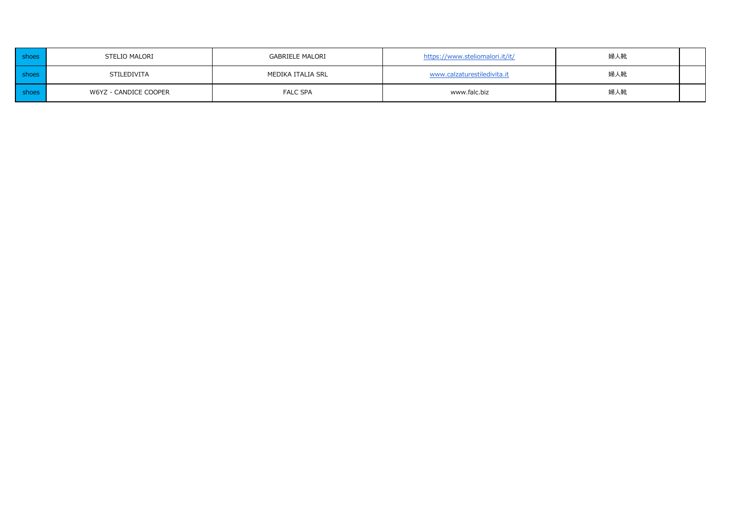| | | | | | |
|---|---|---|---|---|---|
| shoes | STELIO MALORI | GABRIELE MALORI | https://www.steliomalori.it/it/ | 婦人靴 | |
| shoes | STILEDIVITA | MEDIKA ITALIA SRL | www.calzaturestiledivita.it | 婦人靴 | |
| shoes | W6YZ - CANDICE COOPER | FALC SPA | www.falc.biz | 婦人靴 | |